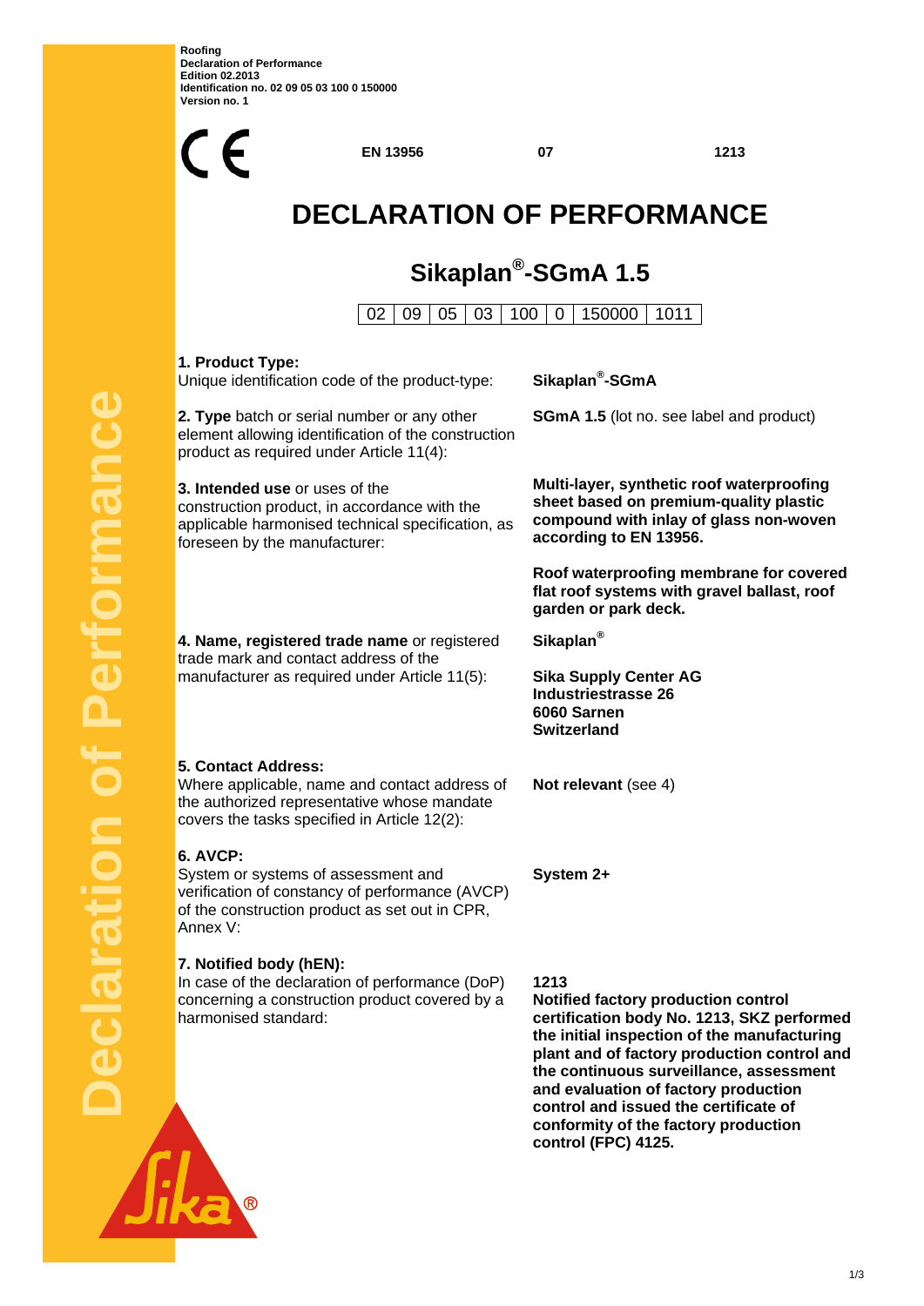Roofing
Declaration of Performance
Edition 02.2013
Identification no. 02 09 05 03 100 0 150000
Version no. 1

CE **EN 13956** **07** **1213**

# DECLARATION OF PERFORMANCE

## Sikaplan®-SGmA 1.5

| 02 | 09 | 05 | 03 | 100 | 0 | 150000 | 1011 |
|---|---|---|---|---|---|---|---|

**1. Product Type:**
Unique identification code of the product-type: **Sikaplan®-SGmA**

**2. Type** batch or serial number or any other element allowing identification of the construction product as required under Article 11(4): **SGmA 1.5** (lot no. see label and product)

**3. Intended use** or uses of the construction product, in accordance with the applicable harmonised technical specification, as foreseen by the manufacturer: **Multi-layer, synthetic roof waterproofing sheet based on premium-quality plastic compound with inlay of glass non-woven according to EN 13956.**

**Roof waterproofing membrane for covered flat roof systems with gravel ballast, roof garden or park deck.**

**4. Name, registered trade name** or registered trade mark and contact address of the manufacturer as required under Article 11(5): **Sikaplan®**

**Sika Supply Center AG**
**Industriestrasse 26**
**6060 Sarnen**
**Switzerland**

**5. Contact Address:**
Where applicable, name and contact address of the authorized representative whose mandate covers the tasks specified in Article 12(2): **Not relevant** (see 4)

**6. AVCP:**
System or systems of assessment and verification of constancy of performance (AVCP) of the construction product as set out in CPR, Annex V: **System 2+**

**7. Notified body (hEN):**
In case of the declaration of performance (DoP) concerning a construction product covered by a harmonised standard:

**1213**
**Notified factory production control certification body No. 1213, SKZ performed the initial inspection of the manufacturing plant and of factory production control and the continuous surveillance, assessment and evaluation of factory production control and issued the certificate of conformity of the factory production control (FPC) 4125.**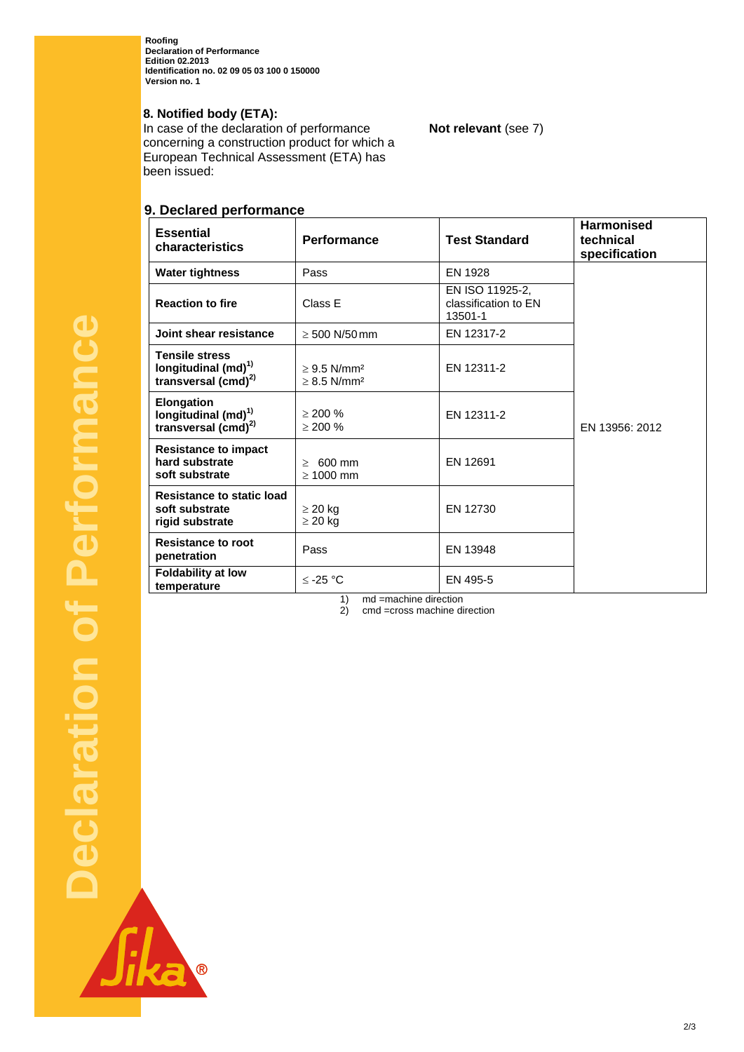## 8. Notified body (ETA):

In case of the declaration of performance concerning a construction product for which a European Technical Assessment (ETA) has been issued:

**Not relevant** (see 7)

## 9. Declared performance

| Essential characteristics | Performance | Test Standard | Harmonised technical specification |
|---|---|---|---|
| **Water tightness** | Pass | EN 1928 | EN 13956: 2012 |
| **Reaction to fire** | Class E | EN ISO 11925-2, classification to EN 13501-1 | |
| **Joint shear resistance** | ≥ 500 N/50 mm | EN 12317-2 | |
| **Tensile stress**<br>**longitudinal (md)**[1)]<br>**transversal (cmd)**[2)] | ≥ 9.5 N/mm²<br>≥ 8.5 N/mm² | EN 12311-2 | |
| **Elongation**<br>**longitudinal (md)**[1)]<br>**transversal (cmd)**[2)] | ≥ 200 %<br>≥ 200 % | EN 12311-2 | |
| **Resistance to impact**<br>**hard substrate**<br>**soft substrate** | ≥ 600 mm<br>≥ 1000 mm | EN 12691 | |
| **Resistance to static load**<br>**soft substrate**<br>**rigid substrate** | ≥ 20 kg<br>≥ 20 kg | EN 12730 | |
| **Resistance to root penetration** | Pass | EN 13948 | |
| **Foldability at low temperature** | ≤ -25 °C | EN 495-5 | |

1) md =machine direction
2) cmd =cross machine direction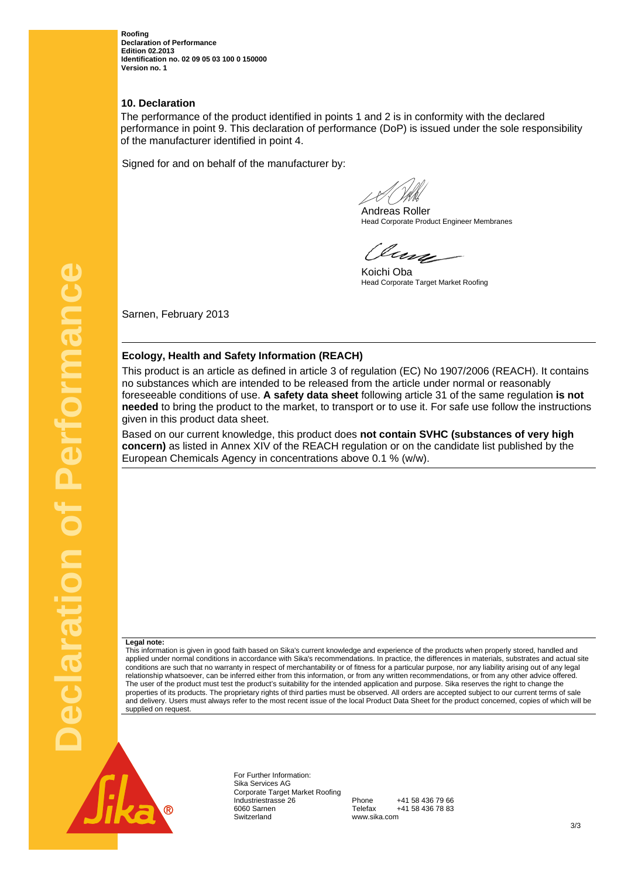**Roofing**
**Declaration of Performance**
**Edition 02.2013**
**Identification no. 02 09 05 03 100 0 150000**
**Version no. 1**

## 10. Declaration

The performance of the product identified in points 1 and 2 is in conformity with the declared performance in point 9. This declaration of performance (DoP) is issued under the sole responsibility of the manufacturer identified in point 4.

Signed for and on behalf of the manufacturer by:

Andreas Roller
Head Corporate Product Engineer Membranes

Koichi Oba
Head Corporate Target Market Roofing

Sarnen, February 2013

## Ecology, Health and Safety Information (REACH)

This product is an article as defined in article 3 of regulation (EC) No 1907/2006 (REACH). It contains no substances which are intended to be released from the article under normal or reasonably foreseeable conditions of use. **A safety data sheet** following article 31 of the same regulation **is not needed** to bring the product to the market, to transport or to use it. For safe use follow the instructions given in this product data sheet.

Based on our current knowledge, this product does **not contain SVHC (substances of very high concern)** as listed in Annex XIV of the REACH regulation or on the candidate list published by the European Chemicals Agency in concentrations above 0.1 % (w/w).

**Legal note:**
This information is given in good faith based on Sika's current knowledge and experience of the products when properly stored, handled and applied under normal conditions in accordance with Sika's recommendations. In practice, the differences in materials, substrates and actual site conditions are such that no warranty in respect of merchantability or of fitness for a particular purpose, nor any liability arising out of any legal relationship whatsoever, can be inferred either from this information, or from any written recommendations, or from any other advice offered. The user of the product must test the product's suitability for the intended application and purpose. Sika reserves the right to change the properties of its products. The proprietary rights of third parties must be observed. All orders are accepted subject to our current terms of sale and delivery. Users must always refer to the most recent issue of the local Product Data Sheet for the product concerned, copies of which will be supplied on request.

For Further Information:
Sika Services AG
Corporate Target Market Roofing
Industriestrasse 26
6060 Sarnen
Switzerland

Phone +41 58 436 79 66
Telefax +41 58 436 78 83
www.sika.com